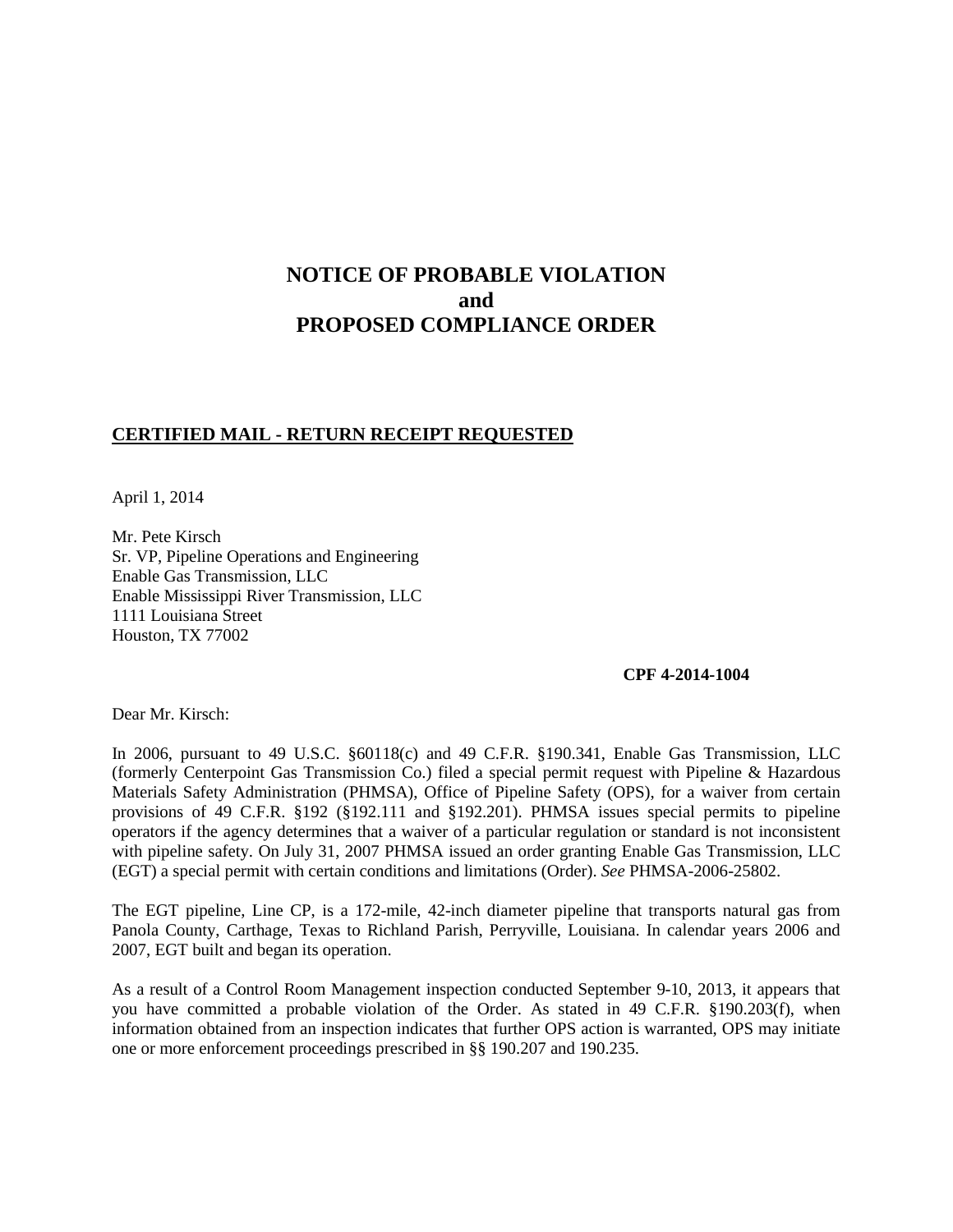# NOTICE OF PROBABLE VIOLATION
# and
# PROPOSED COMPLIANCE ORDER

**CERTIFIED MAIL - RETURN RECEIPT REQUESTED**

April 1, 2014

Mr. Pete Kirsch
Sr. VP, Pipeline Operations and Engineering
Enable Gas Transmission, LLC
Enable Mississippi River Transmission, LLC
1111 Louisiana Street
Houston, TX 77002

**CPF 4-2014-1004**

Dear Mr. Kirsch:

In 2006, pursuant to 49 U.S.C. §60118(c) and 49 C.F.R. §190.341, Enable Gas Transmission, LLC (formerly Centerpoint Gas Transmission Co.) filed a special permit request with Pipeline & Hazardous Materials Safety Administration (PHMSA), Office of Pipeline Safety (OPS), for a waiver from certain provisions of 49 C.F.R. §192 (§192.111 and §192.201). PHMSA issues special permits to pipeline operators if the agency determines that a waiver of a particular regulation or standard is not inconsistent with pipeline safety. On July 31, 2007 PHMSA issued an order granting Enable Gas Transmission, LLC (EGT) a special permit with certain conditions and limitations (Order). *See* PHMSA-2006-25802.

The EGT pipeline, Line CP, is a 172-mile, 42-inch diameter pipeline that transports natural gas from Panola County, Carthage, Texas to Richland Parish, Perryville, Louisiana. In calendar years 2006 and 2007, EGT built and began its operation.

As a result of a Control Room Management inspection conducted September 9-10, 2013, it appears that you have committed a probable violation of the Order. As stated in 49 C.F.R. §190.203(f), when information obtained from an inspection indicates that further OPS action is warranted, OPS may initiate one or more enforcement proceedings prescribed in §§ 190.207 and 190.235.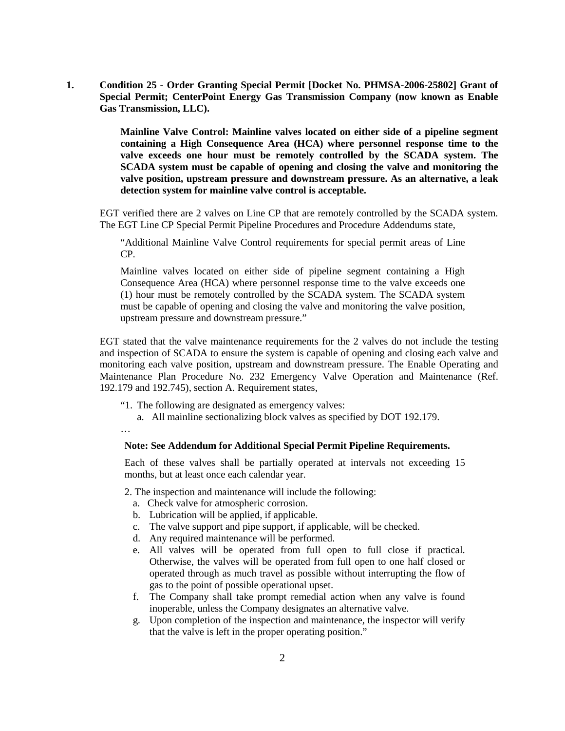**1. Condition 25 - Order Granting Special Permit [Docket No. PHMSA-2006-25802] Grant of Special Permit; CenterPoint Energy Gas Transmission Company (now known as Enable Gas Transmission, LLC).**

> **Mainline Valve Control: Mainline valves located on either side of a pipeline segment containing a High Consequence Area (HCA) where personnel response time to the valve exceeds one hour must be remotely controlled by the SCADA system. The SCADA system must be capable of opening and closing the valve and monitoring the valve position, upstream pressure and downstream pressure. As an alternative, a leak detection system for mainline valve control is acceptable.**

EGT verified there are 2 valves on Line CP that are remotely controlled by the SCADA system. The EGT Line CP Special Permit Pipeline Procedures and Procedure Addendums state,

> "Additional Mainline Valve Control requirements for special permit areas of Line CP.
>
> Mainline valves located on either side of pipeline segment containing a High Consequence Area (HCA) where personnel response time to the valve exceeds one (1) hour must be remotely controlled by the SCADA system. The SCADA system must be capable of opening and closing the valve and monitoring the valve position, upstream pressure and downstream pressure."

EGT stated that the valve maintenance requirements for the 2 valves do not include the testing and inspection of SCADA to ensure the system is capable of opening and closing each valve and monitoring each valve position, upstream and downstream pressure. The Enable Operating and Maintenance Plan Procedure No. 232 Emergency Valve Operation and Maintenance (Ref. 192.179 and 192.745), section A. Requirement states,

> "1. The following are designated as emergency valves:
>
> a. All mainline sectionalizing block valves as specified by DOT 192.179.
>
> …
>
> **Note: See Addendum for Additional Special Permit Pipeline Requirements.**
>
> Each of these valves shall be partially operated at intervals not exceeding 15 months, but at least once each calendar year.
>
> 2. The inspection and maintenance will include the following:
>
> a. Check valve for atmospheric corrosion.
> b. Lubrication will be applied, if applicable.
> c. The valve support and pipe support, if applicable, will be checked.
> d. Any required maintenance will be performed.
> e. All valves will be operated from full open to full close if practical. Otherwise, the valves will be operated from full open to one half closed or operated through as much travel as possible without interrupting the flow of gas to the point of possible operational upset.
> f. The Company shall take prompt remedial action when any valve is found inoperable, unless the Company designates an alternative valve.
> g. Upon completion of the inspection and maintenance, the inspector will verify that the valve is left in the proper operating position."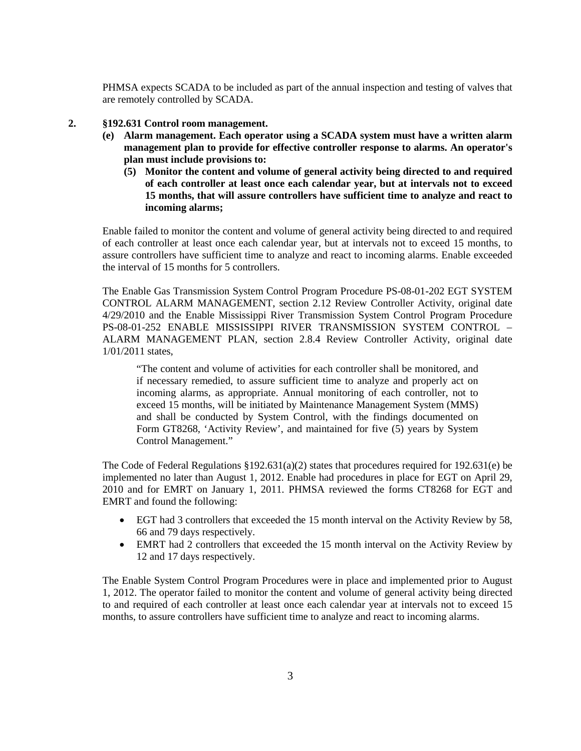PHMSA expects SCADA to be included as part of the annual inspection and testing of valves that are remotely controlled by SCADA.

**2. §192.631 Control room management.**

**(e) Alarm management. Each operator using a SCADA system must have a written alarm management plan to provide for effective controller response to alarms. An operator's plan must include provisions to:**

**(5) Monitor the content and volume of general activity being directed to and required of each controller at least once each calendar year, but at intervals not to exceed 15 months, that will assure controllers have sufficient time to analyze and react to incoming alarms;**

Enable failed to monitor the content and volume of general activity being directed to and required of each controller at least once each calendar year, but at intervals not to exceed 15 months, to assure controllers have sufficient time to analyze and react to incoming alarms. Enable exceeded the interval of 15 months for 5 controllers.

The Enable Gas Transmission System Control Program Procedure PS-08-01-202 EGT SYSTEM CONTROL ALARM MANAGEMENT, section 2.12 Review Controller Activity, original date 4/29/2010 and the Enable Mississippi River Transmission System Control Program Procedure PS-08-01-252 ENABLE MISSISSIPPI RIVER TRANSMISSION SYSTEM CONTROL – ALARM MANAGEMENT PLAN, section 2.8.4 Review Controller Activity, original date 1/01/2011 states,

> "The content and volume of activities for each controller shall be monitored, and if necessary remedied, to assure sufficient time to analyze and properly act on incoming alarms, as appropriate. Annual monitoring of each controller, not to exceed 15 months, will be initiated by Maintenance Management System (MMS) and shall be conducted by System Control, with the findings documented on Form GT8268, 'Activity Review', and maintained for five (5) years by System Control Management."

The Code of Federal Regulations §192.631(a)(2) states that procedures required for 192.631(e) be implemented no later than August 1, 2012. Enable had procedures in place for EGT on April 29, 2010 and for EMRT on January 1, 2011. PHMSA reviewed the forms CT8268 for EGT and EMRT and found the following:

- EGT had 3 controllers that exceeded the 15 month interval on the Activity Review by 58, 66 and 79 days respectively.
- EMRT had 2 controllers that exceeded the 15 month interval on the Activity Review by 12 and 17 days respectively.

The Enable System Control Program Procedures were in place and implemented prior to August 1, 2012. The operator failed to monitor the content and volume of general activity being directed to and required of each controller at least once each calendar year at intervals not to exceed 15 months, to assure controllers have sufficient time to analyze and react to incoming alarms.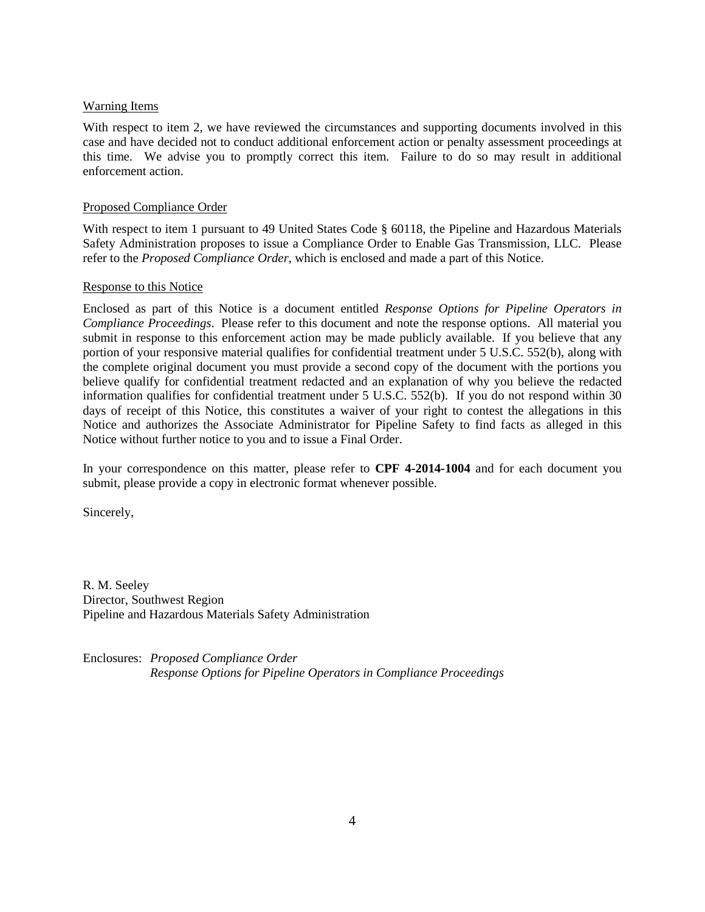Warning Items

With respect to item 2, we have reviewed the circumstances and supporting documents involved in this case and have decided not to conduct additional enforcement action or penalty assessment proceedings at this time. We advise you to promptly correct this item. Failure to do so may result in additional enforcement action.

Proposed Compliance Order

With respect to item 1 pursuant to 49 United States Code § 60118, the Pipeline and Hazardous Materials Safety Administration proposes to issue a Compliance Order to Enable Gas Transmission, LLC. Please refer to the *Proposed Compliance Order*, which is enclosed and made a part of this Notice.

Response to this Notice

Enclosed as part of this Notice is a document entitled *Response Options for Pipeline Operators in Compliance Proceedings*. Please refer to this document and note the response options. All material you submit in response to this enforcement action may be made publicly available. If you believe that any portion of your responsive material qualifies for confidential treatment under 5 U.S.C. 552(b), along with the complete original document you must provide a second copy of the document with the portions you believe qualify for confidential treatment redacted and an explanation of why you believe the redacted information qualifies for confidential treatment under 5 U.S.C. 552(b). If you do not respond within 30 days of receipt of this Notice, this constitutes a waiver of your right to contest the allegations in this Notice and authorizes the Associate Administrator for Pipeline Safety to find facts as alleged in this Notice without further notice to you and to issue a Final Order.

In your correspondence on this matter, please refer to **CPF 4-2014-1004** and for each document you submit, please provide a copy in electronic format whenever possible.

Sincerely,

R. M. Seeley
Director, Southwest Region
Pipeline and Hazardous Materials Safety Administration

Enclosures: *Proposed Compliance Order*
*Response Options for Pipeline Operators in Compliance Proceedings*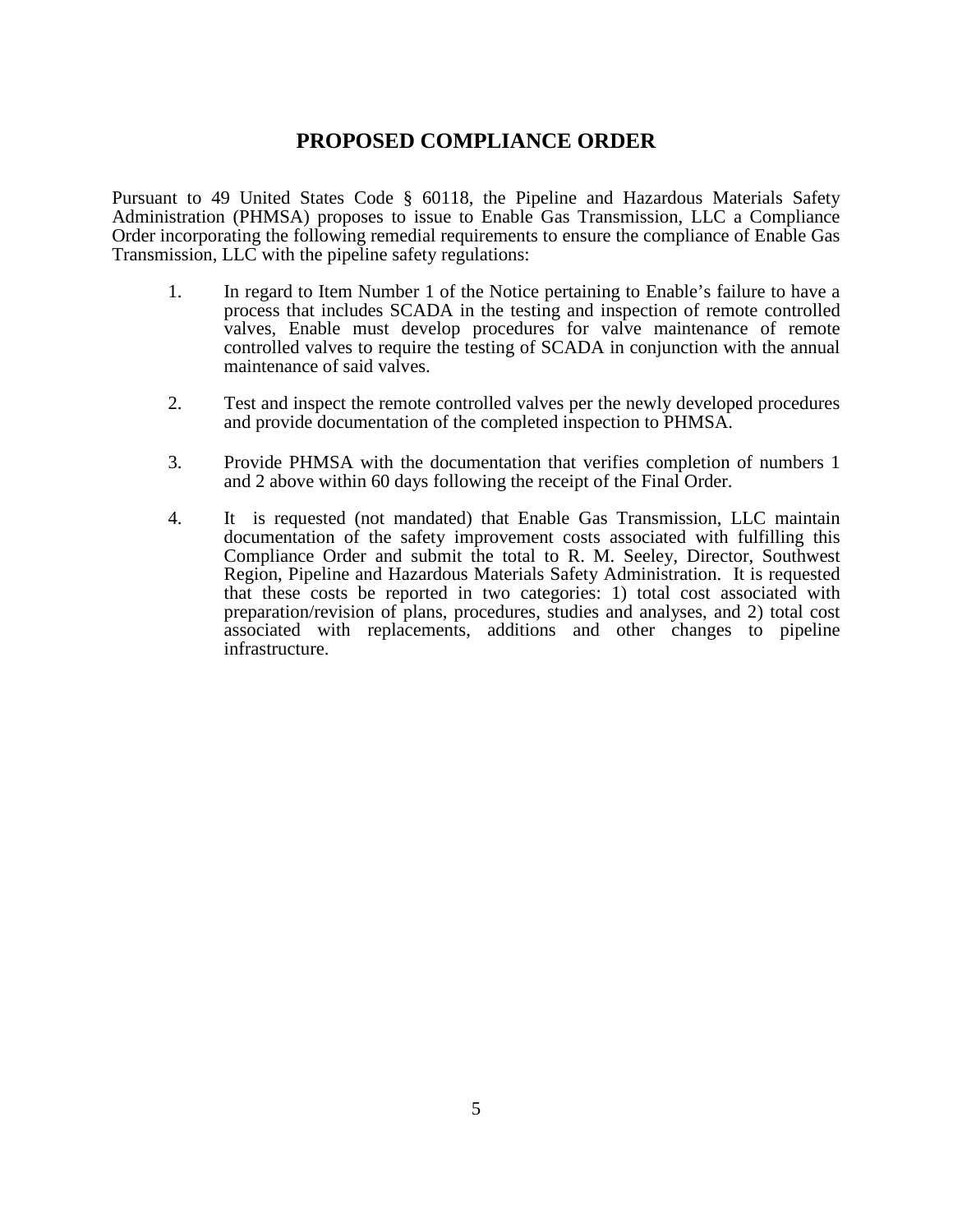# PROPOSED COMPLIANCE ORDER

Pursuant to 49 United States Code § 60118, the Pipeline and Hazardous Materials Safety Administration (PHMSA) proposes to issue to Enable Gas Transmission, LLC a Compliance Order incorporating the following remedial requirements to ensure the compliance of Enable Gas Transmission, LLC with the pipeline safety regulations:

1. In regard to Item Number 1 of the Notice pertaining to Enable's failure to have a process that includes SCADA in the testing and inspection of remote controlled valves, Enable must develop procedures for valve maintenance of remote controlled valves to require the testing of SCADA in conjunction with the annual maintenance of said valves.

2. Test and inspect the remote controlled valves per the newly developed procedures and provide documentation of the completed inspection to PHMSA.

3. Provide PHMSA with the documentation that verifies completion of numbers 1 and 2 above within 60 days following the receipt of the Final Order.

4. It is requested (not mandated) that Enable Gas Transmission, LLC maintain documentation of the safety improvement costs associated with fulfilling this Compliance Order and submit the total to R. M. Seeley, Director, Southwest Region, Pipeline and Hazardous Materials Safety Administration. It is requested that these costs be reported in two categories: 1) total cost associated with preparation/revision of plans, procedures, studies and analyses, and 2) total cost associated with replacements, additions and other changes to pipeline infrastructure.